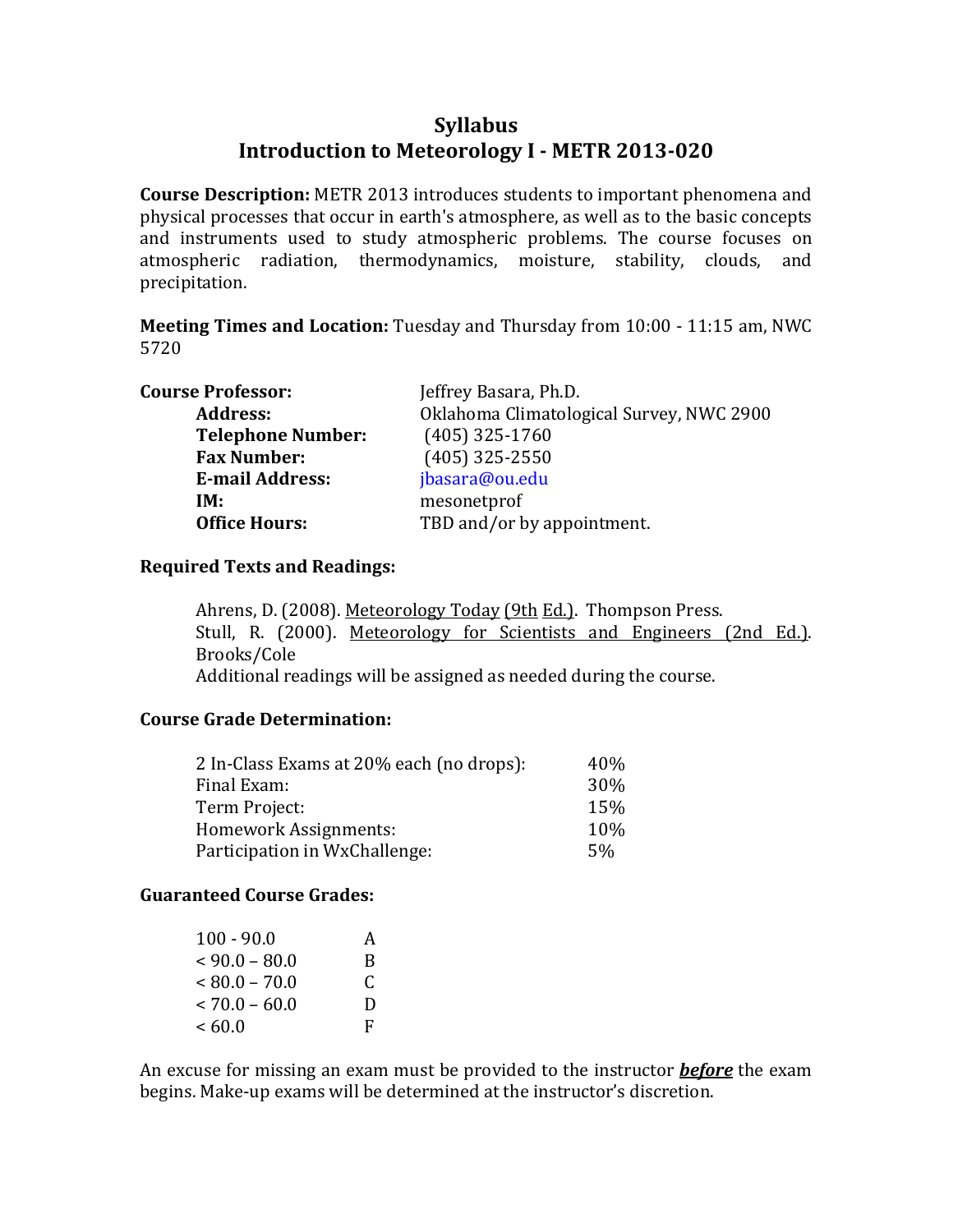# Syllabus

## Introduction to Meteorology I - METR 2013-020

**Course Description:** METR 2013 introduces students to important phenomena and physical processes that occur in earth's atmosphere, as well as to the basic concepts and instruments used to study atmospheric problems. The course focuses on atmospheric radiation, thermodynamics, moisture, stability, clouds, and precipitation.

**Meeting Times and Location:** Tuesday and Thursday from 10:00 - 11:15 am, NWC 5720

**Course Professor:** Jeffrey Basara, Ph.D.
- **Address:** Oklahoma Climatological Survey, NWC 2900
- **Telephone Number:** (405) 325-1760
- **Fax Number:** (405) 325-2550
- **E-mail Address:** jbasara@ou.edu
- **IM:** mesonetprof
- **Office Hours:** TBD and/or by appointment.

### Required Texts and Readings:

Ahrens, D. (2008). Meteorology Today (9th Ed.). Thompson Press.
Stull, R. (2000). Meteorology for Scientists and Engineers (2nd Ed.). Brooks/Cole
Additional readings will be assigned as needed during the course.

### Course Grade Determination:

| | |
|---|---|
| 2 In-Class Exams at 20% each (no drops): | 40% |
| Final Exam: | 30% |
| Term Project: | 15% |
| Homework Assignments: | 10% |
| Participation in WxChallenge: | 5% |

### Guaranteed Course Grades:

| | |
|---|---|
| 100 - 90.0 | A |
| < 90.0 – 80.0 | B |
| < 80.0 – 70.0 | C |
| < 70.0 – 60.0 | D |
| < 60.0 | F |

An excuse for missing an exam must be provided to the instructor ***before*** the exam begins. Make-up exams will be determined at the instructor's discretion.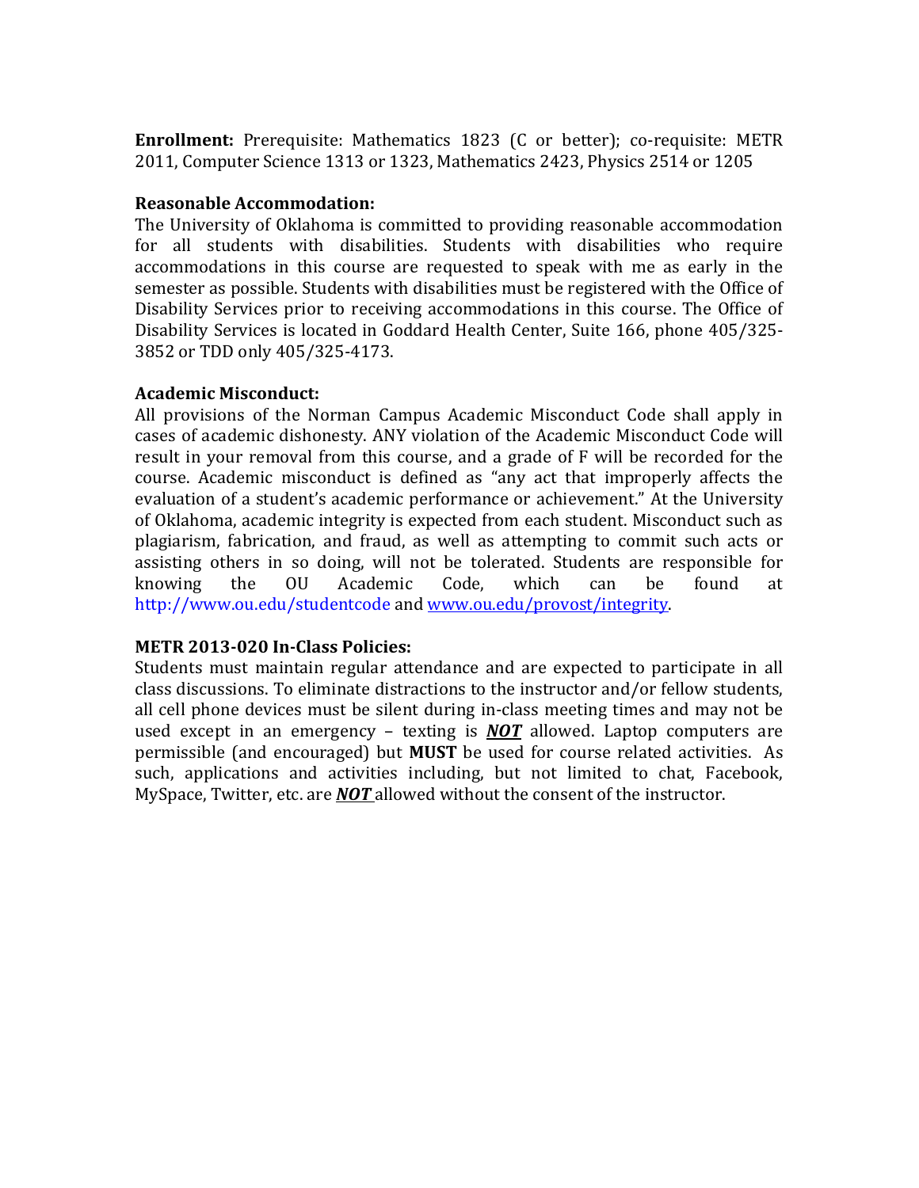**Enrollment:** Prerequisite: Mathematics 1823 (C or better); co-requisite: METR 2011, Computer Science 1313 or 1323, Mathematics 2423, Physics 2514 or 1205

**Reasonable Accommodation:**

The University of Oklahoma is committed to providing reasonable accommodation for all students with disabilities. Students with disabilities who require accommodations in this course are requested to speak with me as early in the semester as possible. Students with disabilities must be registered with the Office of Disability Services prior to receiving accommodations in this course. The Office of Disability Services is located in Goddard Health Center, Suite 166, phone 405/325-3852 or TDD only 405/325-4173.

**Academic Misconduct:**

All provisions of the Norman Campus Academic Misconduct Code shall apply in cases of academic dishonesty. ANY violation of the Academic Misconduct Code will result in your removal from this course, and a grade of F will be recorded for the course. Academic misconduct is defined as "any act that improperly affects the evaluation of a student's academic performance or achievement." At the University of Oklahoma, academic integrity is expected from each student. Misconduct such as plagiarism, fabrication, and fraud, as well as attempting to commit such acts or assisting others in so doing, will not be tolerated. Students are responsible for knowing the OU Academic Code, which can be found at http://www.ou.edu/studentcode and www.ou.edu/provost/integrity.

**METR 2013-020 In-Class Policies:**

Students must maintain regular attendance and are expected to participate in all class discussions. To eliminate distractions to the instructor and/or fellow students, all cell phone devices must be silent during in-class meeting times and may not be used except in an emergency – texting is ***NOT*** allowed. Laptop computers are permissible (and encouraged) but **MUST** be used for course related activities. As such, applications and activities including, but not limited to chat, Facebook, MySpace, Twitter, etc. are ***NOT*** allowed without the consent of the instructor.